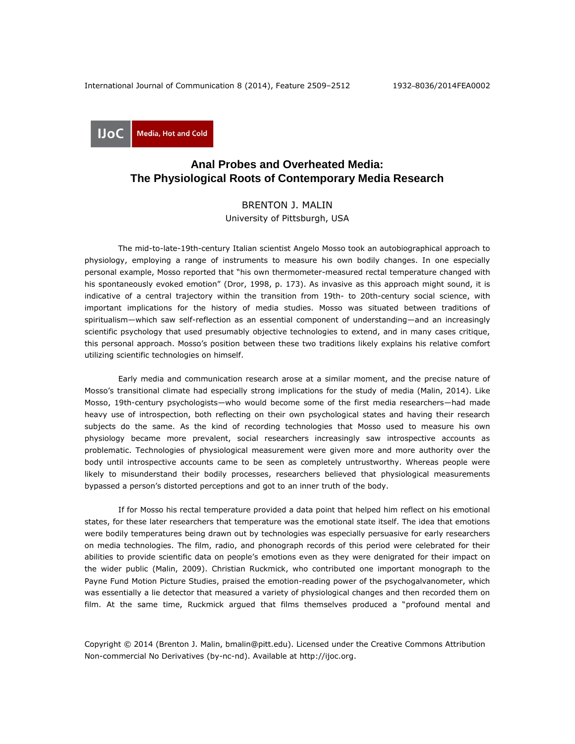IJoC Media, Hot and Cold

# Anal Probes and Overheated Media: The Physiological Roots of Contemporary Media Research

BRENTON J. MALIN
University of Pittsburgh, USA

The mid-to-late-19th-century Italian scientist Angelo Mosso took an autobiographical approach to physiology, employing a range of instruments to measure his own bodily changes. In one especially personal example, Mosso reported that "his own thermometer-measured rectal temperature changed with his spontaneously evoked emotion" (Dror, 1998, p. 173). As invasive as this approach might sound, it is indicative of a central trajectory within the transition from 19th- to 20th-century social science, with important implications for the history of media studies. Mosso was situated between traditions of spiritualism—which saw self-reflection as an essential component of understanding—and an increasingly scientific psychology that used presumably objective technologies to extend, and in many cases critique, this personal approach. Mosso's position between these two traditions likely explains his relative comfort utilizing scientific technologies on himself.

Early media and communication research arose at a similar moment, and the precise nature of Mosso's transitional climate had especially strong implications for the study of media (Malin, 2014). Like Mosso, 19th-century psychologists—who would become some of the first media researchers—had made heavy use of introspection, both reflecting on their own psychological states and having their research subjects do the same. As the kind of recording technologies that Mosso used to measure his own physiology became more prevalent, social researchers increasingly saw introspective accounts as problematic. Technologies of physiological measurement were given more and more authority over the body until introspective accounts came to be seen as completely untrustworthy. Whereas people were likely to misunderstand their bodily processes, researchers believed that physiological measurements bypassed a person's distorted perceptions and got to an inner truth of the body.

If for Mosso his rectal temperature provided a data point that helped him reflect on his emotional states, for these later researchers that temperature was the emotional state itself. The idea that emotions were bodily temperatures being drawn out by technologies was especially persuasive for early researchers on media technologies. The film, radio, and phonograph records of this period were celebrated for their abilities to provide scientific data on people's emotions even as they were denigrated for their impact on the wider public (Malin, 2009). Christian Ruckmick, who contributed one important monograph to the Payne Fund Motion Picture Studies, praised the emotion-reading power of the psychogalvanometer, which was essentially a lie detector that measured a variety of physiological changes and then recorded them on film. At the same time, Ruckmick argued that films themselves produced a "profound mental and

Copyright © 2014 (Brenton J. Malin, bmalin@pitt.edu). Licensed under the Creative Commons Attribution Non-commercial No Derivatives (by-nc-nd). Available at http://ijoc.org.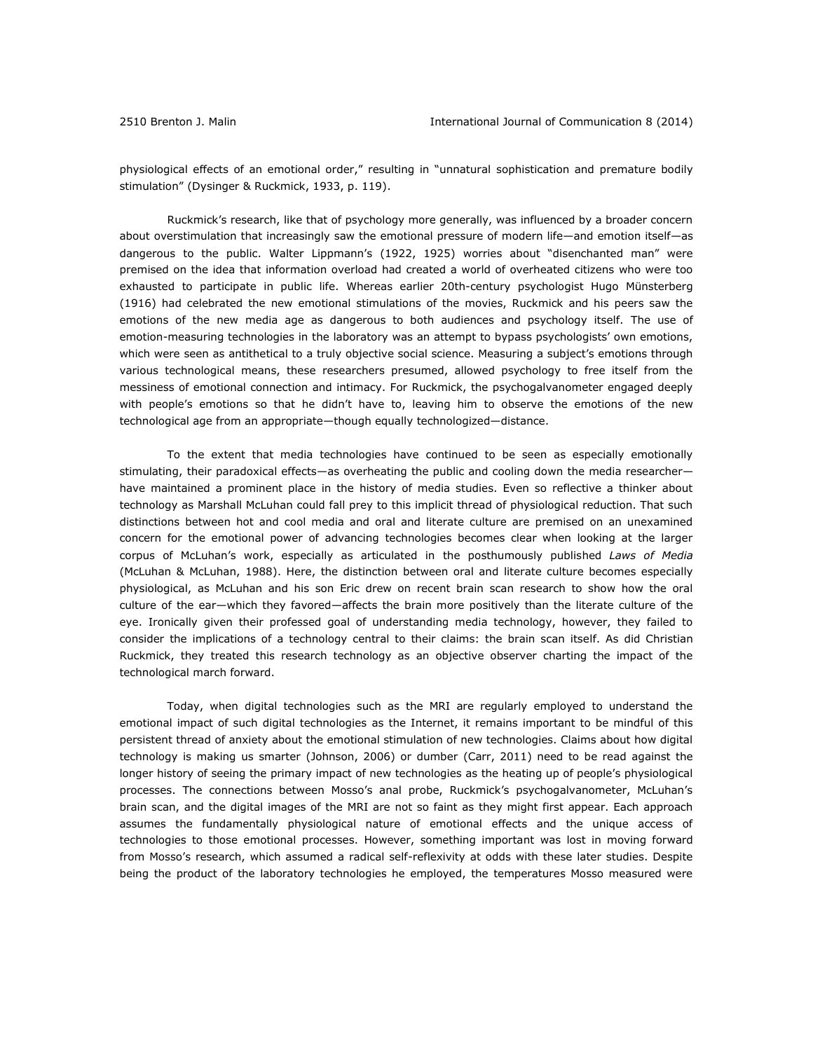physiological effects of an emotional order," resulting in "unnatural sophistication and premature bodily stimulation" (Dysinger & Ruckmick, 1933, p. 119).

Ruckmick's research, like that of psychology more generally, was influenced by a broader concern about overstimulation that increasingly saw the emotional pressure of modern life—and emotion itself—as dangerous to the public. Walter Lippmann's (1922, 1925) worries about "disenchanted man" were premised on the idea that information overload had created a world of overheated citizens who were too exhausted to participate in public life. Whereas earlier 20th-century psychologist Hugo Münsterberg (1916) had celebrated the new emotional stimulations of the movies, Ruckmick and his peers saw the emotions of the new media age as dangerous to both audiences and psychology itself. The use of emotion-measuring technologies in the laboratory was an attempt to bypass psychologists' own emotions, which were seen as antithetical to a truly objective social science. Measuring a subject's emotions through various technological means, these researchers presumed, allowed psychology to free itself from the messiness of emotional connection and intimacy. For Ruckmick, the psychogalvanometer engaged deeply with people's emotions so that he didn't have to, leaving him to observe the emotions of the new technological age from an appropriate—though equally technologized—distance.

To the extent that media technologies have continued to be seen as especially emotionally stimulating, their paradoxical effects—as overheating the public and cooling down the media researcher—have maintained a prominent place in the history of media studies. Even so reflective a thinker about technology as Marshall McLuhan could fall prey to this implicit thread of physiological reduction. That such distinctions between hot and cool media and oral and literate culture are premised on an unexamined concern for the emotional power of advancing technologies becomes clear when looking at the larger corpus of McLuhan's work, especially as articulated in the posthumously published *Laws of Media* (McLuhan & McLuhan, 1988). Here, the distinction between oral and literate culture becomes especially physiological, as McLuhan and his son Eric drew on recent brain scan research to show how the oral culture of the ear—which they favored—affects the brain more positively than the literate culture of the eye. Ironically given their professed goal of understanding media technology, however, they failed to consider the implications of a technology central to their claims: the brain scan itself. As did Christian Ruckmick, they treated this research technology as an objective observer charting the impact of the technological march forward.

Today, when digital technologies such as the MRI are regularly employed to understand the emotional impact of such digital technologies as the Internet, it remains important to be mindful of this persistent thread of anxiety about the emotional stimulation of new technologies. Claims about how digital technology is making us smarter (Johnson, 2006) or dumber (Carr, 2011) need to be read against the longer history of seeing the primary impact of new technologies as the heating up of people's physiological processes. The connections between Mosso's anal probe, Ruckmick's psychogalvanometer, McLuhan's brain scan, and the digital images of the MRI are not so faint as they might first appear. Each approach assumes the fundamentally physiological nature of emotional effects and the unique access of technologies to those emotional processes. However, something important was lost in moving forward from Mosso's research, which assumed a radical self-reflexivity at odds with these later studies. Despite being the product of the laboratory technologies he employed, the temperatures Mosso measured were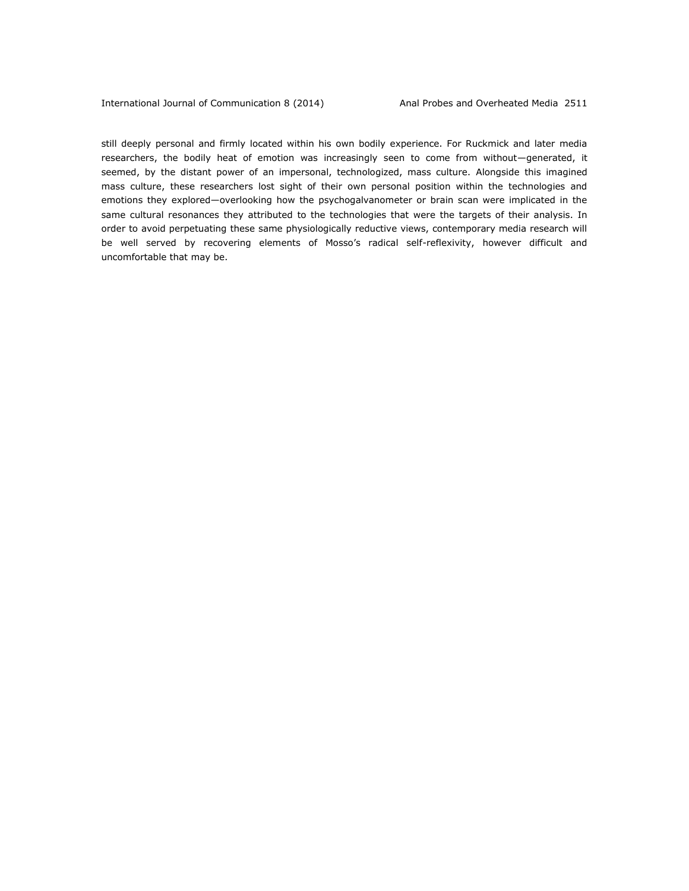still deeply personal and firmly located within his own bodily experience. For Ruckmick and later media researchers, the bodily heat of emotion was increasingly seen to come from without—generated, it seemed, by the distant power of an impersonal, technologized, mass culture. Alongside this imagined mass culture, these researchers lost sight of their own personal position within the technologies and emotions they explored—overlooking how the psychogalvanometer or brain scan were implicated in the same cultural resonances they attributed to the technologies that were the targets of their analysis. In order to avoid perpetuating these same physiologically reductive views, contemporary media research will be well served by recovering elements of Mosso's radical self-reflexivity, however difficult and uncomfortable that may be.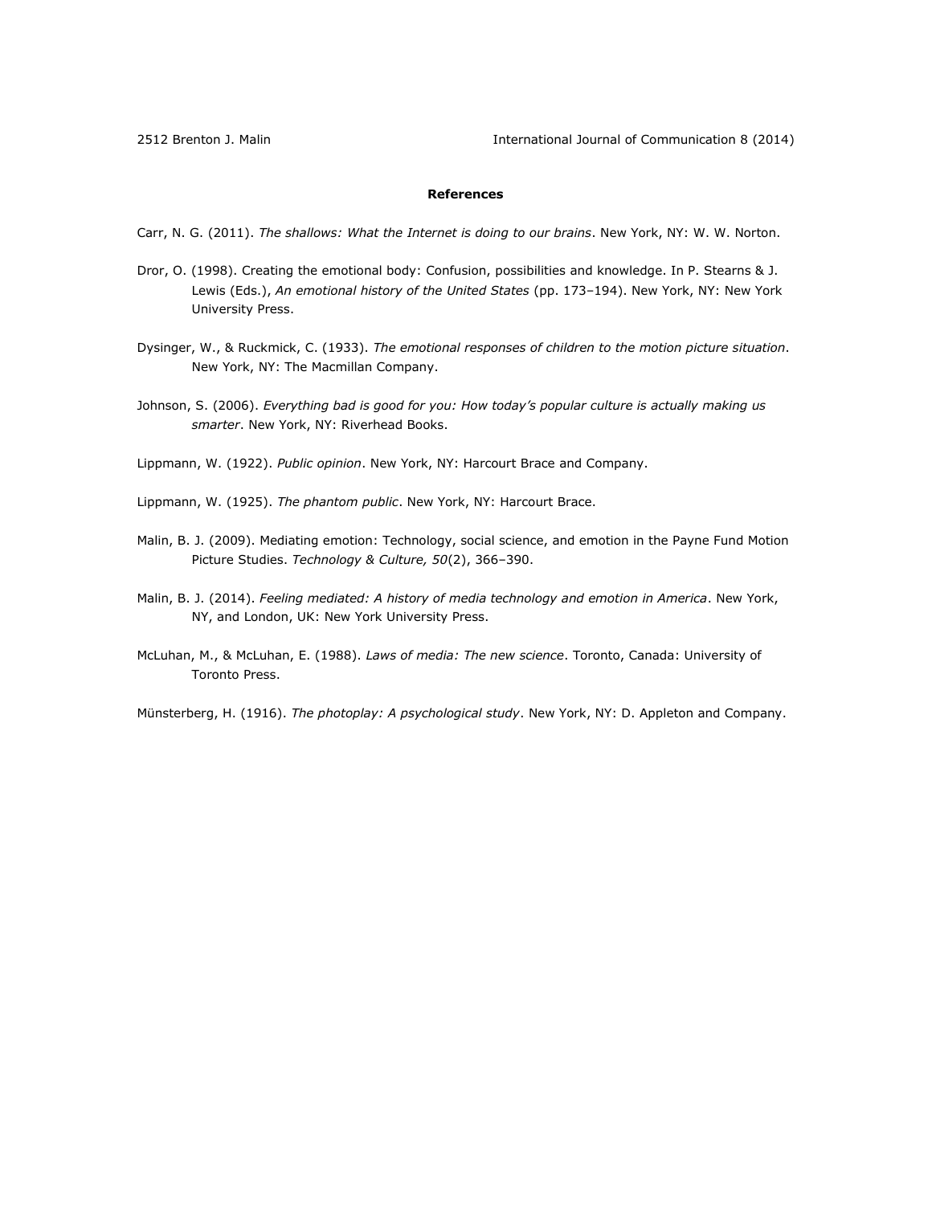## References

Carr, N. G. (2011). *The shallows: What the Internet is doing to our brains*. New York, NY: W. W. Norton.

Dror, O. (1998). Creating the emotional body: Confusion, possibilities and knowledge. In P. Stearns & J. Lewis (Eds.), *An emotional history of the United States* (pp. 173–194). New York, NY: New York University Press.

Dysinger, W., & Ruckmick, C. (1933). *The emotional responses of children to the motion picture situation*. New York, NY: The Macmillan Company.

Johnson, S. (2006). *Everything bad is good for you: How today's popular culture is actually making us smarter*. New York, NY: Riverhead Books.

Lippmann, W. (1922). *Public opinion*. New York, NY: Harcourt Brace and Company.

Lippmann, W. (1925). *The phantom public*. New York, NY: Harcourt Brace.

Malin, B. J. (2009). Mediating emotion: Technology, social science, and emotion in the Payne Fund Motion Picture Studies. *Technology & Culture, 50*(2), 366–390.

Malin, B. J. (2014). *Feeling mediated: A history of media technology and emotion in America*. New York, NY, and London, UK: New York University Press.

McLuhan, M., & McLuhan, E. (1988). *Laws of media: The new science*. Toronto, Canada: University of Toronto Press.

Münsterberg, H. (1916). *The photoplay: A psychological study*. New York, NY: D. Appleton and Company.